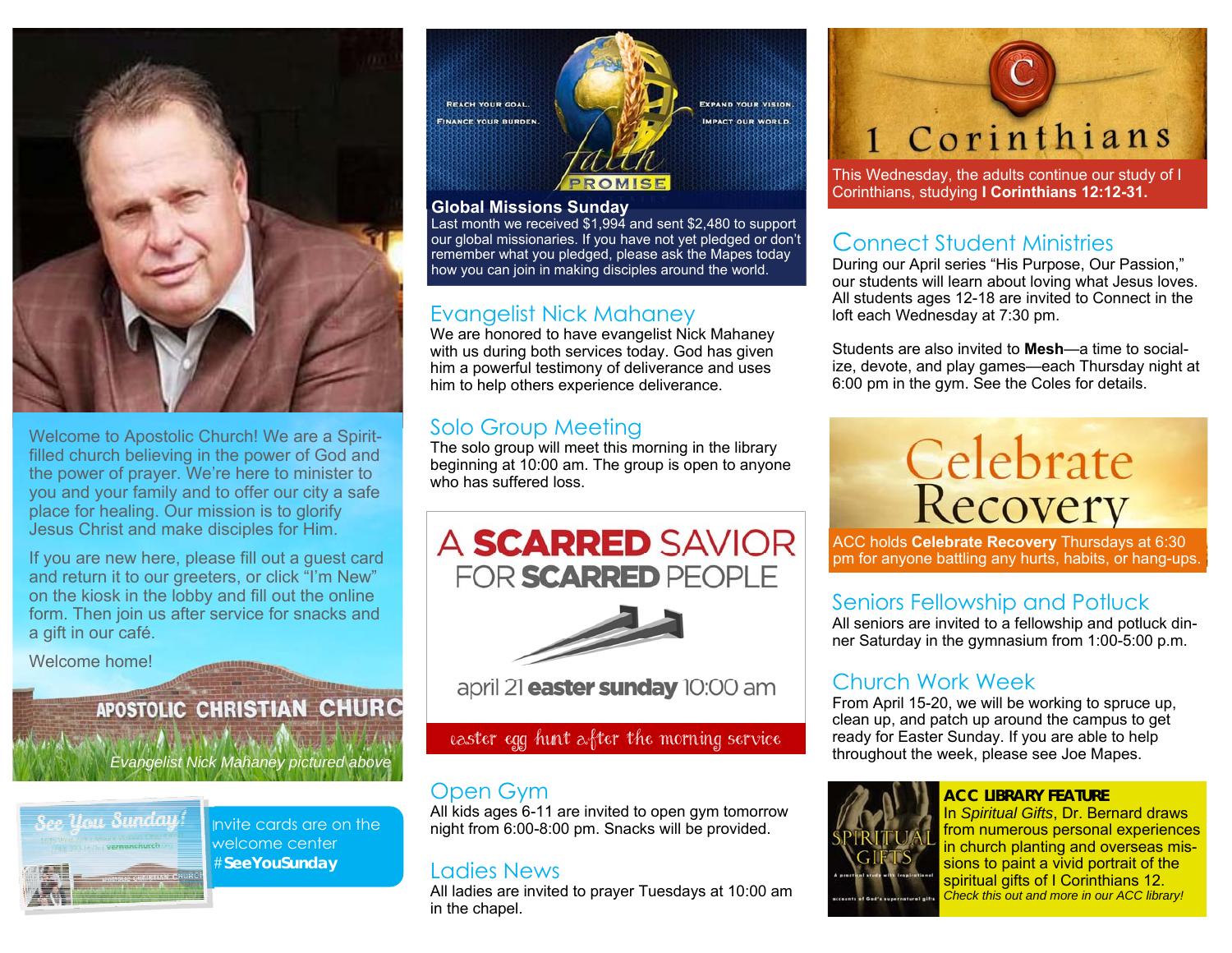Welcome to Apostolic Church! We are a Spirit-filled church believing in the power of God and the power of prayer. We're here to minister to you and your family and to offer our city a safe place for healing. Our mission is to glorify Jesus Christ and make disciples for Him.

If you are new here, please fill out a guest card and return it to our greeters, or click "I'm New" on the kiosk in the lobby and fill out the online form. Then join us after service for snacks and a gift in our café.

Welcome home!

APOSTOLIC CHRISTIAN CHURC

*Evangelist Nick Mahaney pictured above*

Invite cards are on the welcome center **#SeeYouSunday**

REACH YOUR GOAL. FINANCE YOUR BURDEN. EXPAND YOUR VISION. IMPACT OUR WORLD. faith PROMISE

**Global Missions Sunday**

Last month we received $1,994 and sent $2,480 to support our global missionaries. If you have not yet pledged or don't remember what you pledged, please ask the Mapes today how you can join in making disciples around the world.

## Evangelist Nick Mahaney

We are honored to have evangelist Nick Mahaney with us during both services today. God has given him a powerful testimony of deliverance and uses him to help others experience deliverance.

## Solo Group Meeting

The solo group will meet this morning in the library beginning at 10:00 am. The group is open to anyone who has suffered loss.

# A SCARRED SAVIOR FOR SCARRED PEOPLE

april 21 **easter sunday** 10:00 am

easter egg hunt after the morning service

## Open Gym

All kids ages 6-11 are invited to open gym tomorrow night from 6:00-8:00 pm. Snacks will be provided.

## Ladies News

All ladies are invited to prayer Tuesdays at 10:00 am in the chapel.

# 1 Corinthians

This Wednesday, the adults continue our study of I Corinthians, studying **I Corinthians 12:12-31.**

## Connect Student Ministries

During our April series "His Purpose, Our Passion," our students will learn about loving what Jesus loves. All students ages 12-18 are invited to Connect in the loft each Wednesday at 7:30 pm.

Students are also invited to **Mesh**—a time to socialize, devote, and play games—each Thursday night at 6:00 pm in the gym. See the Coles for details.

# Celebrate Recovery

ACC holds **Celebrate Recovery** Thursdays at 6:30 pm for anyone battling any hurts, habits, or hang-ups.

## Seniors Fellowship and Potluck

All seniors are invited to a fellowship and potluck dinner Saturday in the gymnasium from 1:00-5:00 p.m.

## Church Work Week

From April 15-20, we will be working to spruce up, clean up, and patch up around the campus to get ready for Easter Sunday. If you are able to help throughout the week, please see Joe Mapes.

**ACC LIBRARY FEATURE**

In *Spiritual Gifts*, Dr. Bernard draws from numerous personal experiences in church planting and overseas missions to paint a vivid portrait of the spiritual gifts of I Corinthians 12. *Check this out and more in our ACC library!*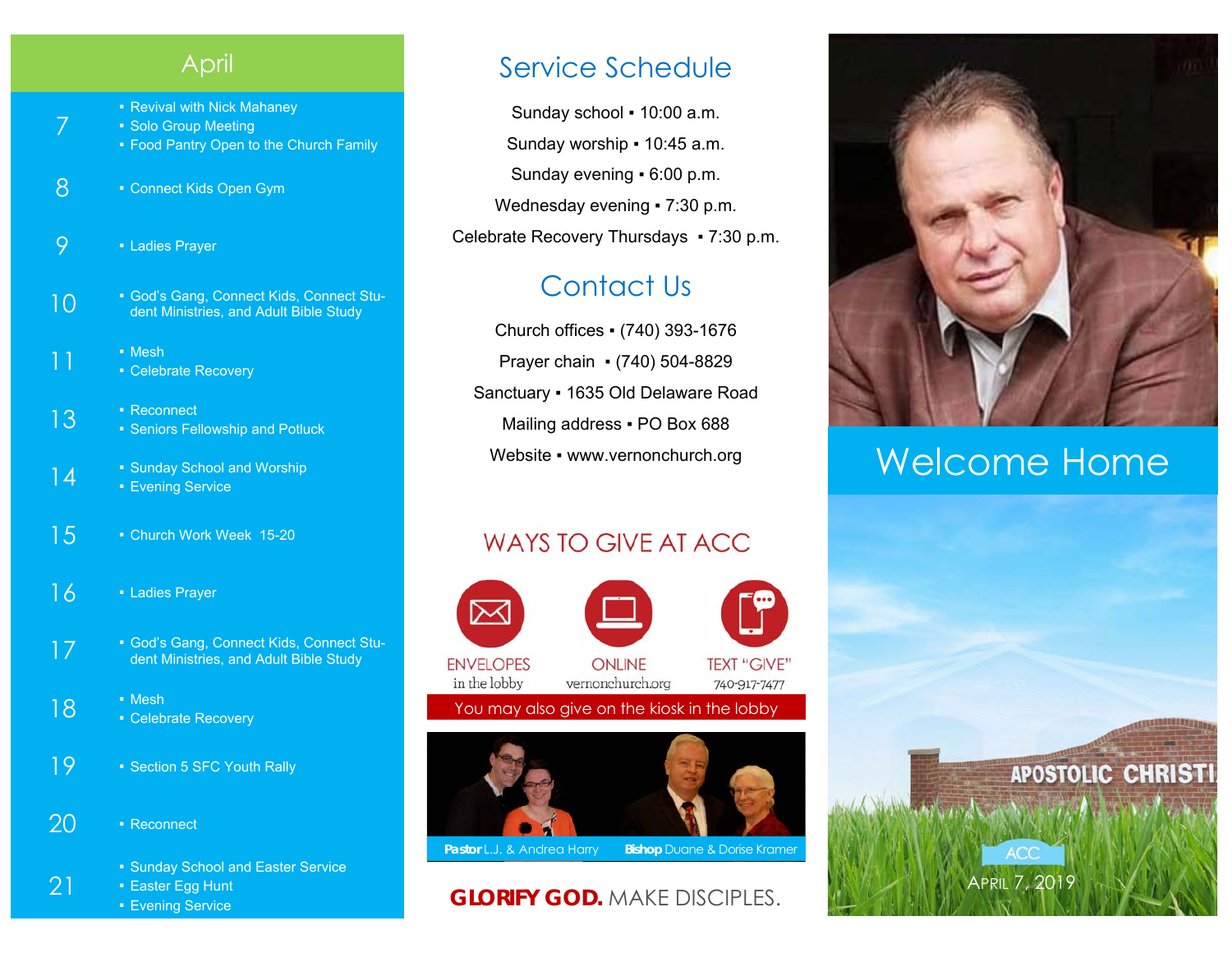# April

| | |
|---|---|
| 7 | ▪ Revival with Nick Mahaney<br>▪ Solo Group Meeting<br>▪ Food Pantry Open to the Church Family |
| 8 | ▪ Connect Kids Open Gym |
| 9 | ▪ Ladies Prayer |
| 10 | ▪ God's Gang, Connect Kids, Connect Student Ministries, and Adult Bible Study |
| 11 | ▪ Mesh<br>▪ Celebrate Recovery |
| 13 | ▪ Reconnect<br>▪ Seniors Fellowship and Potluck |
| 14 | ▪ Sunday School and Worship<br>▪ Evening Service |
| 15 | ▪ Church Work Week 15-20 |
| 16 | ▪ Ladies Prayer |
| 17 | ▪ God's Gang, Connect Kids, Connect Student Ministries, and Adult Bible Study |
| 18 | ▪ Mesh<br>▪ Celebrate Recovery |
| 19 | ▪ Section 5 SFC Youth Rally |
| 20 | ▪ Reconnect |
| 21 | ▪ Sunday School and Easter Service<br>▪ Easter Egg Hunt<br>▪ Evening Service |

## Service Schedule

Sunday school ▪ 10:00 a.m.

Sunday worship ▪ 10:45 a.m.

Sunday evening ▪ 6:00 p.m.

Wednesday evening ▪ 7:30 p.m.

Celebrate Recovery Thursdays ▪ 7:30 p.m.

## Contact Us

Church offices ▪ (740) 393-1676

Prayer chain ▪ (740) 504-8829

Sanctuary ▪ 1635 Old Delaware Road

Mailing address ▪ PO Box 688

Website ▪ www.vernonchurch.org

## WAYS TO GIVE AT ACC

ENVELOPES in the lobby

ONLINE vernonchurch.org

TEXT "GIVE" 740-917-7477

You may also give on the kiosk in the lobby

**Pastor** L.J. & Andrea Harry **Bishop** Duane & Dorise Kramer

**GLORIFY GOD.** MAKE DISCIPLES.

# Welcome Home

ACC

April 7, 2019